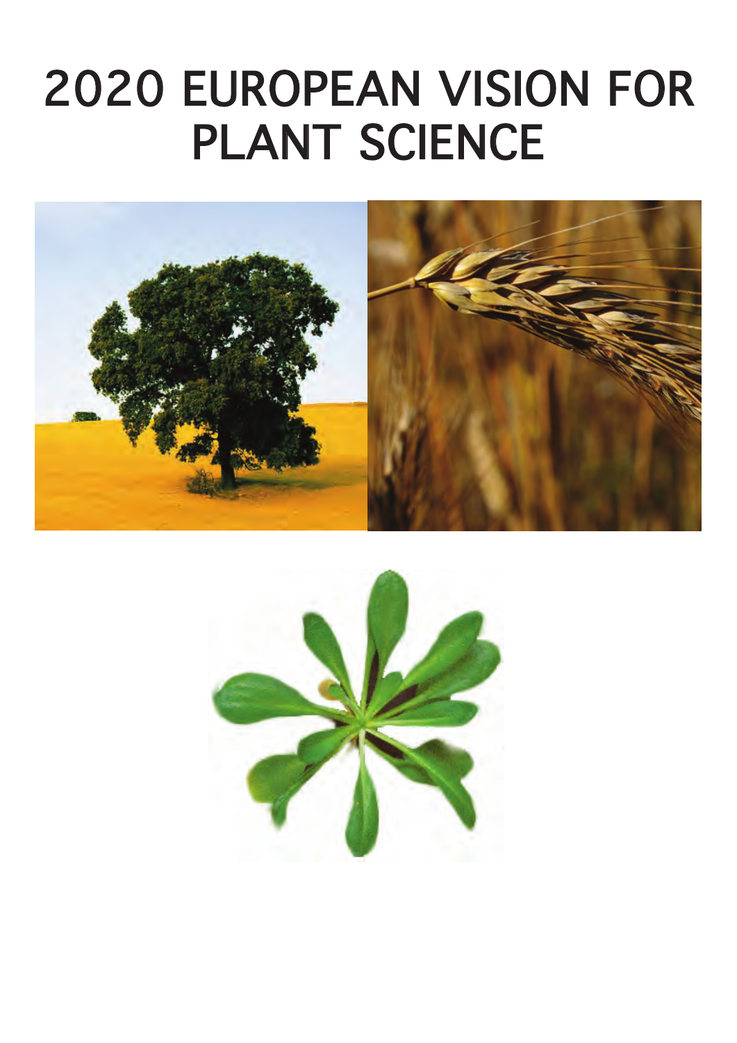# 2020 EUROPEAN VISION FOR PLANT SCIENCE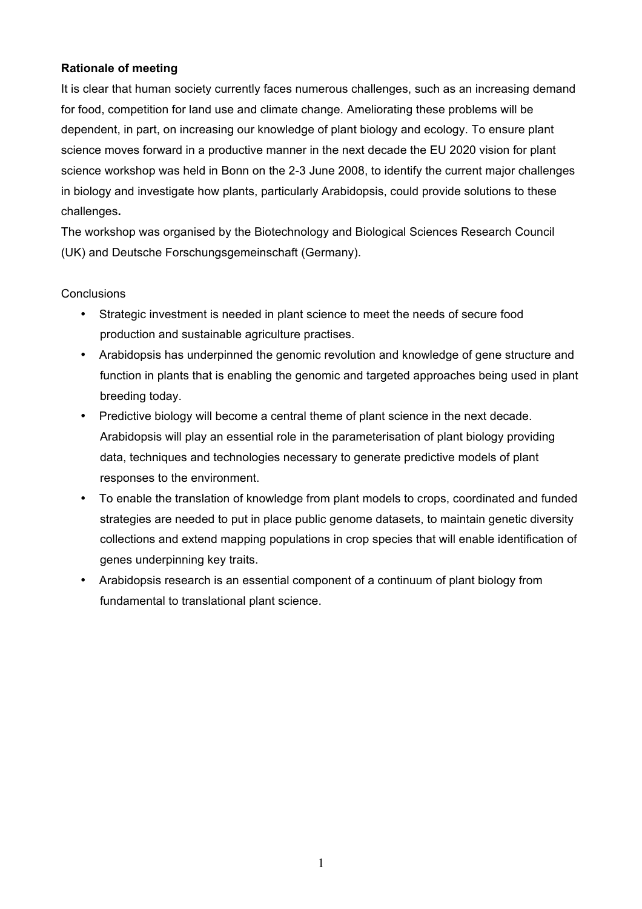**Rationale of meeting**

It is clear that human society currently faces numerous challenges, such as an increasing demand for food, competition for land use and climate change. Ameliorating these problems will be dependent, in part, on increasing our knowledge of plant biology and ecology. To ensure plant science moves forward in a productive manner in the next decade the EU 2020 vision for plant science workshop was held in Bonn on the 2-3 June 2008, to identify the current major challenges in biology and investigate how plants, particularly Arabidopsis, could provide solutions to these challenges**.**

The workshop was organised by the Biotechnology and Biological Sciences Research Council (UK) and Deutsche Forschungsgemeinschaft (Germany).

Conclusions

- Strategic investment is needed in plant science to meet the needs of secure food production and sustainable agriculture practises.
- Arabidopsis has underpinned the genomic revolution and knowledge of gene structure and function in plants that is enabling the genomic and targeted approaches being used in plant breeding today.
- Predictive biology will become a central theme of plant science in the next decade. Arabidopsis will play an essential role in the parameterisation of plant biology providing data, techniques and technologies necessary to generate predictive models of plant responses to the environment.
- To enable the translation of knowledge from plant models to crops, coordinated and funded strategies are needed to put in place public genome datasets, to maintain genetic diversity collections and extend mapping populations in crop species that will enable identification of genes underpinning key traits.
- Arabidopsis research is an essential component of a continuum of plant biology from fundamental to translational plant science.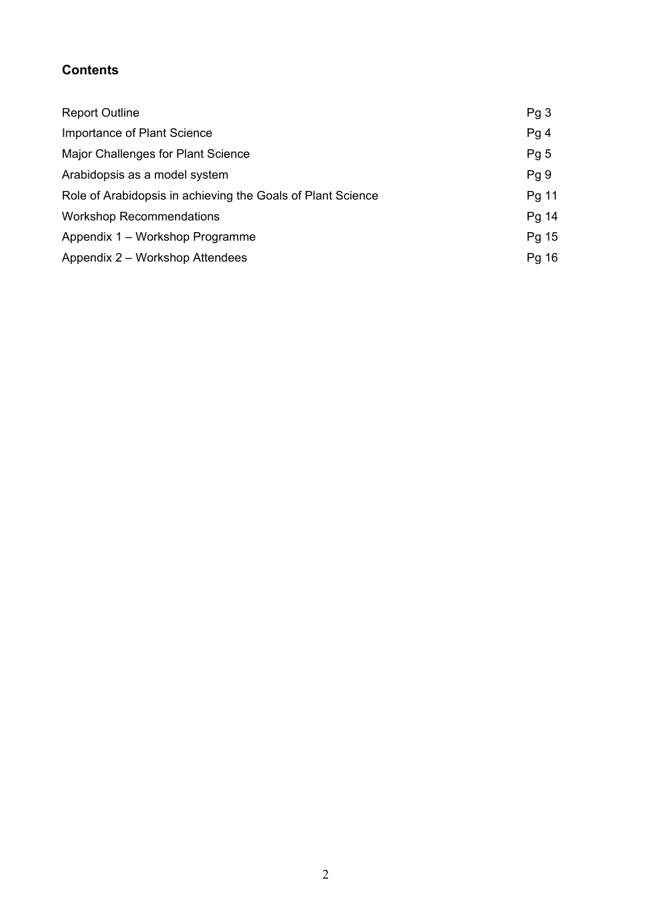## Contents

| | |
|---|---|
| Report Outline | Pg 3 |
| Importance of Plant Science | Pg 4 |
| Major Challenges for Plant Science | Pg 5 |
| Arabidopsis as a model system | Pg 9 |
| Role of Arabidopsis in achieving the Goals of Plant Science | Pg 11 |
| Workshop Recommendations | Pg 14 |
| Appendix 1 – Workshop Programme | Pg 15 |
| Appendix 2 – Workshop Attendees | Pg 16 |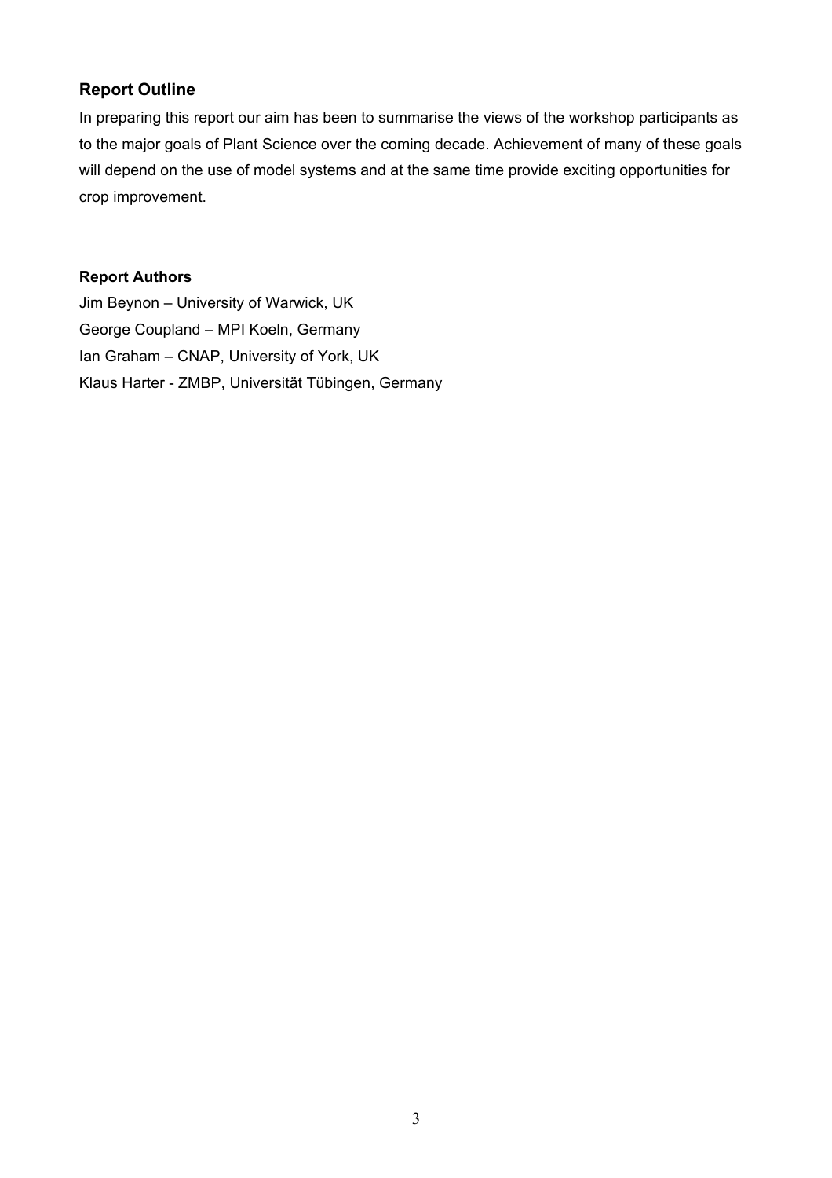## Report Outline

In preparing this report our aim has been to summarise the views of the workshop participants as to the major goals of Plant Science over the coming decade. Achievement of many of these goals will depend on the use of model systems and at the same time provide exciting opportunities for crop improvement.

## Report Authors

Jim Beynon – University of Warwick, UK
George Coupland – MPI Koeln, Germany
Ian Graham – CNAP, University of York, UK
Klaus Harter - ZMBP, Universität Tübingen, Germany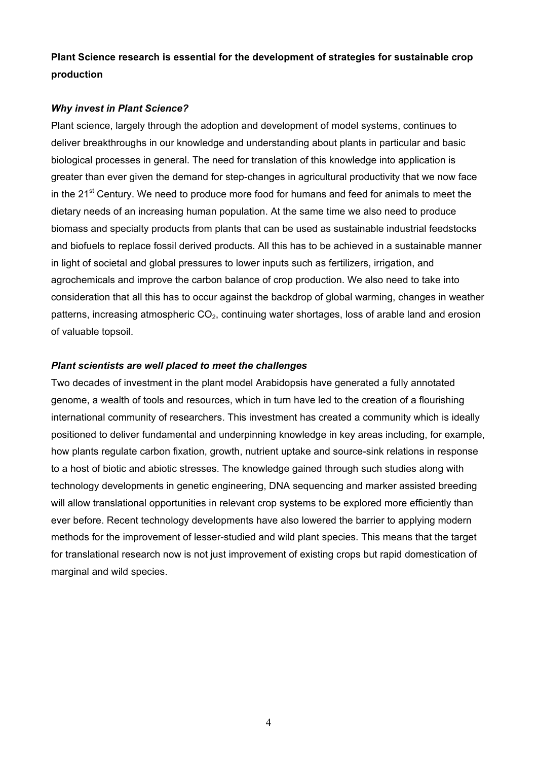**Plant Science research is essential for the development of strategies for sustainable crop production**

***Why invest in Plant Science?***

Plant science, largely through the adoption and development of model systems, continues to deliver breakthroughs in our knowledge and understanding about plants in particular and basic biological processes in general. The need for translation of this knowledge into application is greater than ever given the demand for step-changes in agricultural productivity that we now face in the 21st Century. We need to produce more food for humans and feed for animals to meet the dietary needs of an increasing human population. At the same time we also need to produce biomass and specialty products from plants that can be used as sustainable industrial feedstocks and biofuels to replace fossil derived products. All this has to be achieved in a sustainable manner in light of societal and global pressures to lower inputs such as fertilizers, irrigation, and agrochemicals and improve the carbon balance of crop production. We also need to take into consideration that all this has to occur against the backdrop of global warming, changes in weather patterns, increasing atmospheric $CO_2$, continuing water shortages, loss of arable land and erosion of valuable topsoil.

***Plant scientists are well placed to meet the challenges***

Two decades of investment in the plant model Arabidopsis have generated a fully annotated genome, a wealth of tools and resources, which in turn have led to the creation of a flourishing international community of researchers. This investment has created a community which is ideally positioned to deliver fundamental and underpinning knowledge in key areas including, for example, how plants regulate carbon fixation, growth, nutrient uptake and source-sink relations in response to a host of biotic and abiotic stresses. The knowledge gained through such studies along with technology developments in genetic engineering, DNA sequencing and marker assisted breeding will allow translational opportunities in relevant crop systems to be explored more efficiently than ever before. Recent technology developments have also lowered the barrier to applying modern methods for the improvement of lesser-studied and wild plant species. This means that the target for translational research now is not just improvement of existing crops but rapid domestication of marginal and wild species.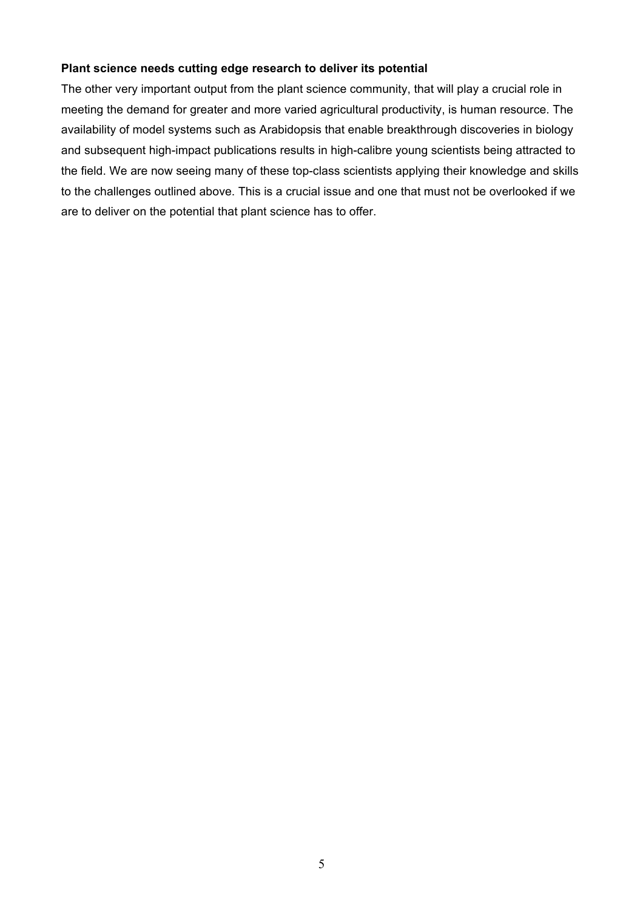**Plant science needs cutting edge research to deliver its potential**

The other very important output from the plant science community, that will play a crucial role in meeting the demand for greater and more varied agricultural productivity, is human resource. The availability of model systems such as Arabidopsis that enable breakthrough discoveries in biology and subsequent high-impact publications results in high-calibre young scientists being attracted to the field. We are now seeing many of these top-class scientists applying their knowledge and skills to the challenges outlined above. This is a crucial issue and one that must not be overlooked if we are to deliver on the potential that plant science has to offer.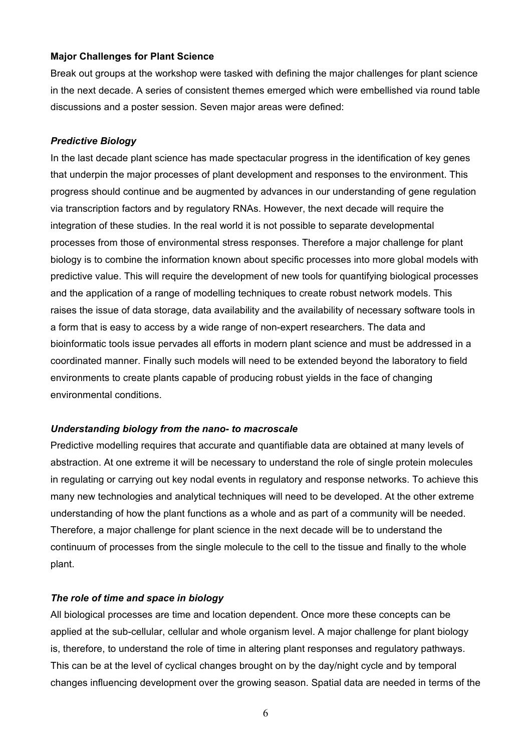## Major Challenges for Plant Science

Break out groups at the workshop were tasked with defining the major challenges for plant science in the next decade. A series of consistent themes emerged which were embellished via round table discussions and a poster session. Seven major areas were defined:

### *Predictive Biology*

In the last decade plant science has made spectacular progress in the identification of key genes that underpin the major processes of plant development and responses to the environment. This progress should continue and be augmented by advances in our understanding of gene regulation via transcription factors and by regulatory RNAs. However, the next decade will require the integration of these studies. In the real world it is not possible to separate developmental processes from those of environmental stress responses. Therefore a major challenge for plant biology is to combine the information known about specific processes into more global models with predictive value. This will require the development of new tools for quantifying biological processes and the application of a range of modelling techniques to create robust network models. This raises the issue of data storage, data availability and the availability of necessary software tools in a form that is easy to access by a wide range of non-expert researchers. The data and bioinformatic tools issue pervades all efforts in modern plant science and must be addressed in a coordinated manner. Finally such models will need to be extended beyond the laboratory to field environments to create plants capable of producing robust yields in the face of changing environmental conditions.

### *Understanding biology from the nano- to macroscale*

Predictive modelling requires that accurate and quantifiable data are obtained at many levels of abstraction. At one extreme it will be necessary to understand the role of single protein molecules in regulating or carrying out key nodal events in regulatory and response networks. To achieve this many new technologies and analytical techniques will need to be developed. At the other extreme understanding of how the plant functions as a whole and as part of a community will be needed. Therefore, a major challenge for plant science in the next decade will be to understand the continuum of processes from the single molecule to the cell to the tissue and finally to the whole plant.

### *The role of time and space in biology*

All biological processes are time and location dependent. Once more these concepts can be applied at the sub-cellular, cellular and whole organism level. A major challenge for plant biology is, therefore, to understand the role of time in altering plant responses and regulatory pathways. This can be at the level of cyclical changes brought on by the day/night cycle and by temporal changes influencing development over the growing season. Spatial data are needed in terms of the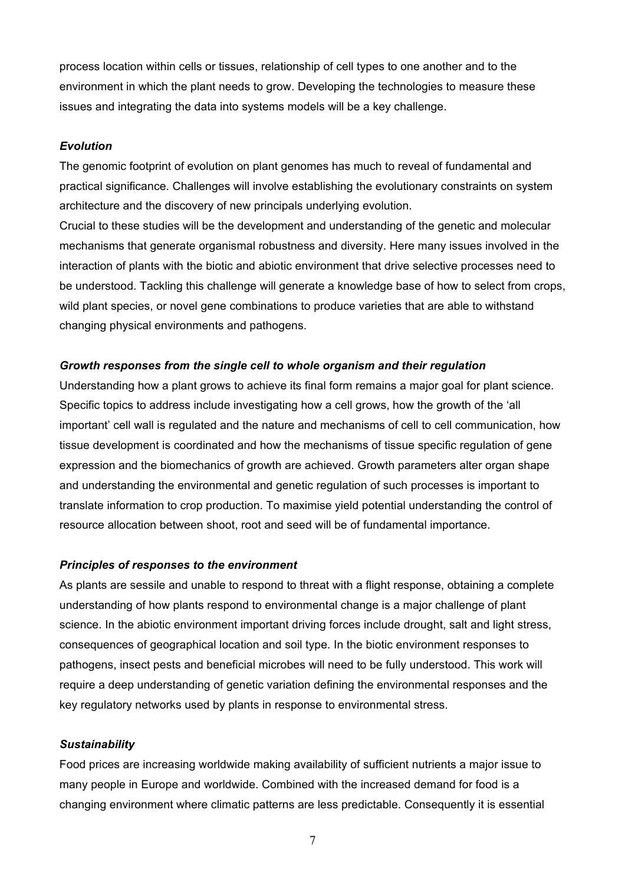process location within cells or tissues, relationship of cell types to one another and to the environment in which the plant needs to grow. Developing the technologies to measure these issues and integrating the data into systems models will be a key challenge.

***Evolution***

The genomic footprint of evolution on plant genomes has much to reveal of fundamental and practical significance. Challenges will involve establishing the evolutionary constraints on system architecture and the discovery of new principals underlying evolution.

Crucial to these studies will be the development and understanding of the genetic and molecular mechanisms that generate organismal robustness and diversity. Here many issues involved in the interaction of plants with the biotic and abiotic environment that drive selective processes need to be understood. Tackling this challenge will generate a knowledge base of how to select from crops, wild plant species, or novel gene combinations to produce varieties that are able to withstand changing physical environments and pathogens.

***Growth responses from the single cell to whole organism and their regulation***

Understanding how a plant grows to achieve its final form remains a major goal for plant science. Specific topics to address include investigating how a cell grows, how the growth of the 'all important' cell wall is regulated and the nature and mechanisms of cell to cell communication, how tissue development is coordinated and how the mechanisms of tissue specific regulation of gene expression and the biomechanics of growth are achieved. Growth parameters alter organ shape and understanding the environmental and genetic regulation of such processes is important to translate information to crop production. To maximise yield potential understanding the control of resource allocation between shoot, root and seed will be of fundamental importance.

***Principles of responses to the environment***

As plants are sessile and unable to respond to threat with a flight response, obtaining a complete understanding of how plants respond to environmental change is a major challenge of plant science. In the abiotic environment important driving forces include drought, salt and light stress, consequences of geographical location and soil type. In the biotic environment responses to pathogens, insect pests and beneficial microbes will need to be fully understood. This work will require a deep understanding of genetic variation defining the environmental responses and the key regulatory networks used by plants in response to environmental stress.

***Sustainability***

Food prices are increasing worldwide making availability of sufficient nutrients a major issue to many people in Europe and worldwide. Combined with the increased demand for food is a changing environment where climatic patterns are less predictable. Consequently it is essential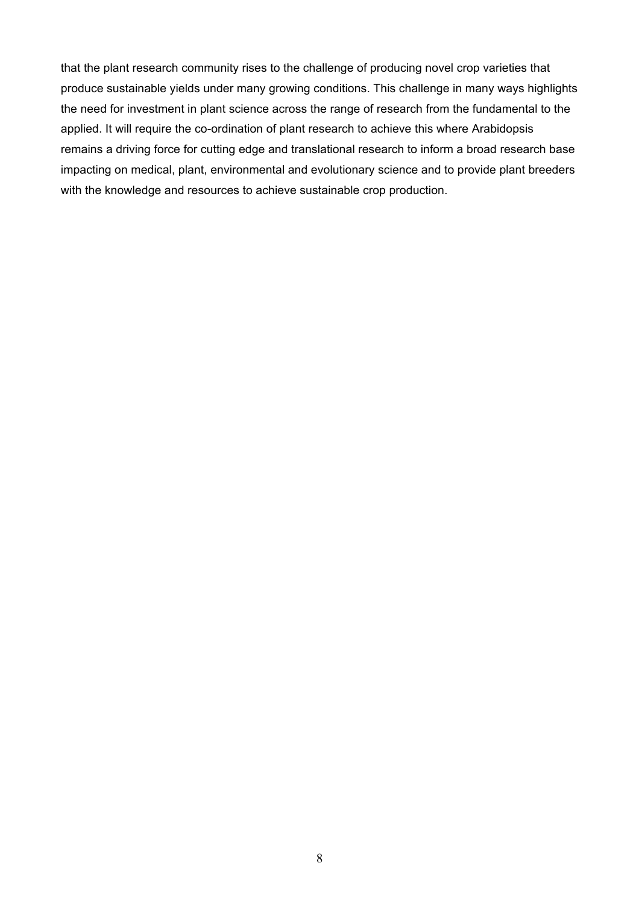that the plant research community rises to the challenge of producing novel crop varieties that produce sustainable yields under many growing conditions. This challenge in many ways highlights the need for investment in plant science across the range of research from the fundamental to the applied. It will require the co-ordination of plant research to achieve this where Arabidopsis remains a driving force for cutting edge and translational research to inform a broad research base impacting on medical, plant, environmental and evolutionary science and to provide plant breeders with the knowledge and resources to achieve sustainable crop production.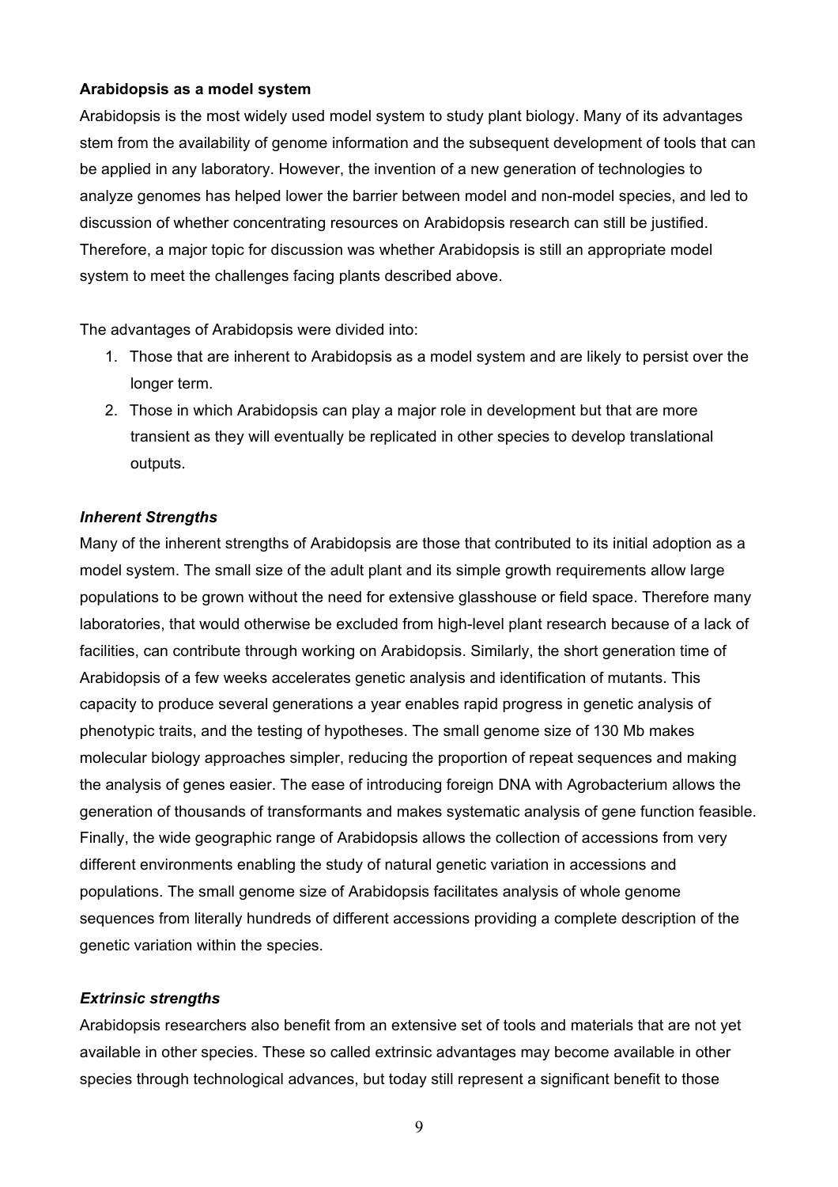**Arabidopsis as a model system**

Arabidopsis is the most widely used model system to study plant biology. Many of its advantages stem from the availability of genome information and the subsequent development of tools that can be applied in any laboratory. However, the invention of a new generation of technologies to analyze genomes has helped lower the barrier between model and non-model species, and led to discussion of whether concentrating resources on Arabidopsis research can still be justified. Therefore, a major topic for discussion was whether Arabidopsis is still an appropriate model system to meet the challenges facing plants described above.

The advantages of Arabidopsis were divided into:

1. Those that are inherent to Arabidopsis as a model system and are likely to persist over the longer term.
2. Those in which Arabidopsis can play a major role in development but that are more transient as they will eventually be replicated in other species to develop translational outputs.

***Inherent Strengths***

Many of the inherent strengths of Arabidopsis are those that contributed to its initial adoption as a model system. The small size of the adult plant and its simple growth requirements allow large populations to be grown without the need for extensive glasshouse or field space. Therefore many laboratories, that would otherwise be excluded from high-level plant research because of a lack of facilities, can contribute through working on Arabidopsis. Similarly, the short generation time of Arabidopsis of a few weeks accelerates genetic analysis and identification of mutants. This capacity to produce several generations a year enables rapid progress in genetic analysis of phenotypic traits, and the testing of hypotheses. The small genome size of 130 Mb makes molecular biology approaches simpler, reducing the proportion of repeat sequences and making the analysis of genes easier. The ease of introducing foreign DNA with Agrobacterium allows the generation of thousands of transformants and makes systematic analysis of gene function feasible. Finally, the wide geographic range of Arabidopsis allows the collection of accessions from very different environments enabling the study of natural genetic variation in accessions and populations. The small genome size of Arabidopsis facilitates analysis of whole genome sequences from literally hundreds of different accessions providing a complete description of the genetic variation within the species.

***Extrinsic strengths***

Arabidopsis researchers also benefit from an extensive set of tools and materials that are not yet available in other species. These so called extrinsic advantages may become available in other species through technological advances, but today still represent a significant benefit to those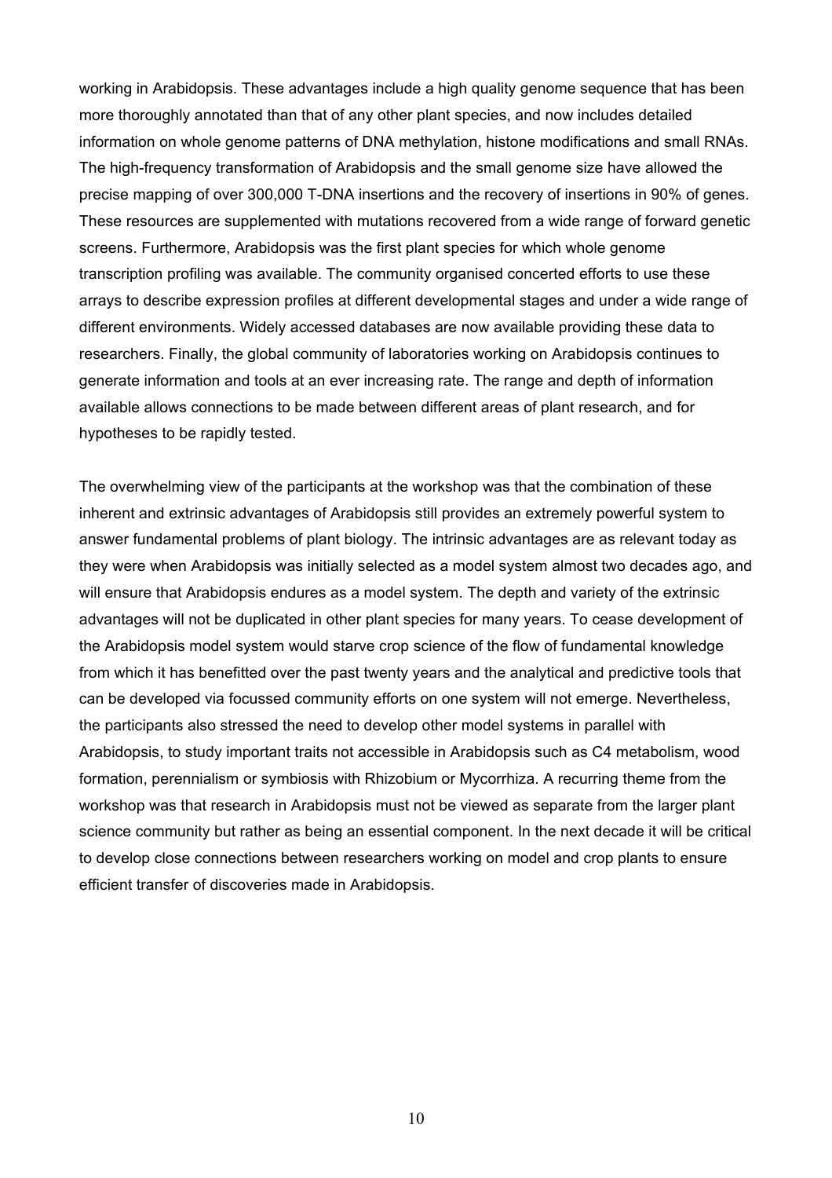working in Arabidopsis. These advantages include a high quality genome sequence that has been more thoroughly annotated than that of any other plant species, and now includes detailed information on whole genome patterns of DNA methylation, histone modifications and small RNAs. The high-frequency transformation of Arabidopsis and the small genome size have allowed the precise mapping of over 300,000 T-DNA insertions and the recovery of insertions in 90% of genes. These resources are supplemented with mutations recovered from a wide range of forward genetic screens. Furthermore, Arabidopsis was the first plant species for which whole genome transcription profiling was available. The community organised concerted efforts to use these arrays to describe expression profiles at different developmental stages and under a wide range of different environments. Widely accessed databases are now available providing these data to researchers. Finally, the global community of laboratories working on Arabidopsis continues to generate information and tools at an ever increasing rate. The range and depth of information available allows connections to be made between different areas of plant research, and for hypotheses to be rapidly tested.

The overwhelming view of the participants at the workshop was that the combination of these inherent and extrinsic advantages of Arabidopsis still provides an extremely powerful system to answer fundamental problems of plant biology. The intrinsic advantages are as relevant today as they were when Arabidopsis was initially selected as a model system almost two decades ago, and will ensure that Arabidopsis endures as a model system. The depth and variety of the extrinsic advantages will not be duplicated in other plant species for many years. To cease development of the Arabidopsis model system would starve crop science of the flow of fundamental knowledge from which it has benefitted over the past twenty years and the analytical and predictive tools that can be developed via focussed community efforts on one system will not emerge. Nevertheless, the participants also stressed the need to develop other model systems in parallel with Arabidopsis, to study important traits not accessible in Arabidopsis such as C4 metabolism, wood formation, perennialism or symbiosis with Rhizobium or Mycorrhiza. A recurring theme from the workshop was that research in Arabidopsis must not be viewed as separate from the larger plant science community but rather as being an essential component. In the next decade it will be critical to develop close connections between researchers working on model and crop plants to ensure efficient transfer of discoveries made in Arabidopsis.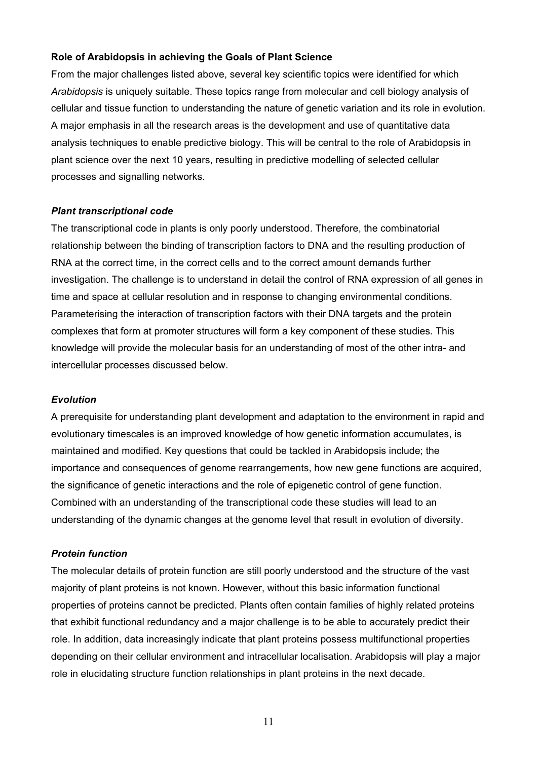**Role of Arabidopsis in achieving the Goals of Plant Science**

From the major challenges listed above, several key scientific topics were identified for which *Arabidopsis* is uniquely suitable. These topics range from molecular and cell biology analysis of cellular and tissue function to understanding the nature of genetic variation and its role in evolution. A major emphasis in all the research areas is the development and use of quantitative data analysis techniques to enable predictive biology. This will be central to the role of Arabidopsis in plant science over the next 10 years, resulting in predictive modelling of selected cellular processes and signalling networks.

***Plant transcriptional code***

The transcriptional code in plants is only poorly understood. Therefore, the combinatorial relationship between the binding of transcription factors to DNA and the resulting production of RNA at the correct time, in the correct cells and to the correct amount demands further investigation. The challenge is to understand in detail the control of RNA expression of all genes in time and space at cellular resolution and in response to changing environmental conditions. Parameterising the interaction of transcription factors with their DNA targets and the protein complexes that form at promoter structures will form a key component of these studies. This knowledge will provide the molecular basis for an understanding of most of the other intra- and intercellular processes discussed below.

***Evolution***

A prerequisite for understanding plant development and adaptation to the environment in rapid and evolutionary timescales is an improved knowledge of how genetic information accumulates, is maintained and modified. Key questions that could be tackled in Arabidopsis include; the importance and consequences of genome rearrangements, how new gene functions are acquired, the significance of genetic interactions and the role of epigenetic control of gene function. Combined with an understanding of the transcriptional code these studies will lead to an understanding of the dynamic changes at the genome level that result in evolution of diversity.

***Protein function***

The molecular details of protein function are still poorly understood and the structure of the vast majority of plant proteins is not known. However, without this basic information functional properties of proteins cannot be predicted. Plants often contain families of highly related proteins that exhibit functional redundancy and a major challenge is to be able to accurately predict their role. In addition, data increasingly indicate that plant proteins possess multifunctional properties depending on their cellular environment and intracellular localisation. Arabidopsis will play a major role in elucidating structure function relationships in plant proteins in the next decade.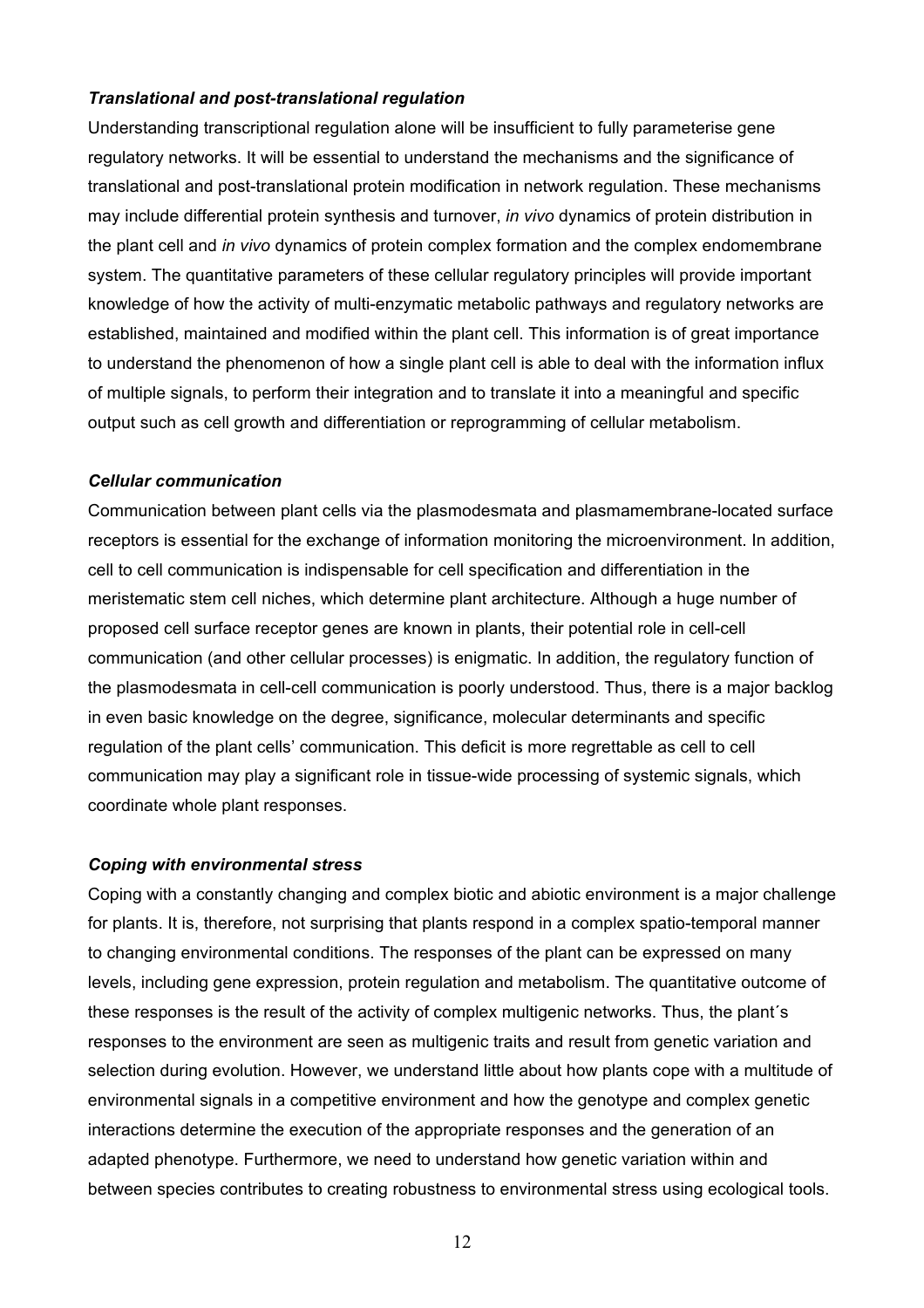### *Translational and post-translational regulation*

Understanding transcriptional regulation alone will be insufficient to fully parameterise gene regulatory networks. It will be essential to understand the mechanisms and the significance of translational and post-translational protein modification in network regulation. These mechanisms may include differential protein synthesis and turnover, *in vivo* dynamics of protein distribution in the plant cell and *in vivo* dynamics of protein complex formation and the complex endomembrane system. The quantitative parameters of these cellular regulatory principles will provide important knowledge of how the activity of multi-enzymatic metabolic pathways and regulatory networks are established, maintained and modified within the plant cell. This information is of great importance to understand the phenomenon of how a single plant cell is able to deal with the information influx of multiple signals, to perform their integration and to translate it into a meaningful and specific output such as cell growth and differentiation or reprogramming of cellular metabolism.

### *Cellular communication*

Communication between plant cells via the plasmodesmata and plasmamembrane-located surface receptors is essential for the exchange of information monitoring the microenvironment. In addition, cell to cell communication is indispensable for cell specification and differentiation in the meristematic stem cell niches, which determine plant architecture. Although a huge number of proposed cell surface receptor genes are known in plants, their potential role in cell-cell communication (and other cellular processes) is enigmatic. In addition, the regulatory function of the plasmodesmata in cell-cell communication is poorly understood. Thus, there is a major backlog in even basic knowledge on the degree, significance, molecular determinants and specific regulation of the plant cells' communication. This deficit is more regrettable as cell to cell communication may play a significant role in tissue-wide processing of systemic signals, which coordinate whole plant responses.

### *Coping with environmental stress*

Coping with a constantly changing and complex biotic and abiotic environment is a major challenge for plants. It is, therefore, not surprising that plants respond in a complex spatio-temporal manner to changing environmental conditions. The responses of the plant can be expressed on many levels, including gene expression, protein regulation and metabolism. The quantitative outcome of these responses is the result of the activity of complex multigenic networks. Thus, the plant´s responses to the environment are seen as multigenic traits and result from genetic variation and selection during evolution. However, we understand little about how plants cope with a multitude of environmental signals in a competitive environment and how the genotype and complex genetic interactions determine the execution of the appropriate responses and the generation of an adapted phenotype. Furthermore, we need to understand how genetic variation within and between species contributes to creating robustness to environmental stress using ecological tools.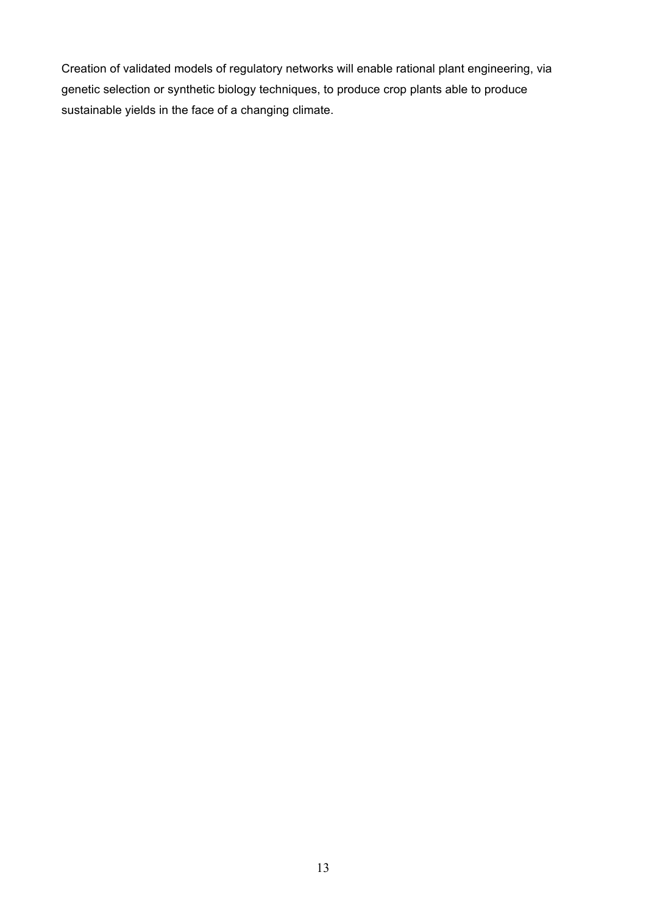Creation of validated models of regulatory networks will enable rational plant engineering, via genetic selection or synthetic biology techniques, to produce crop plants able to produce sustainable yields in the face of a changing climate.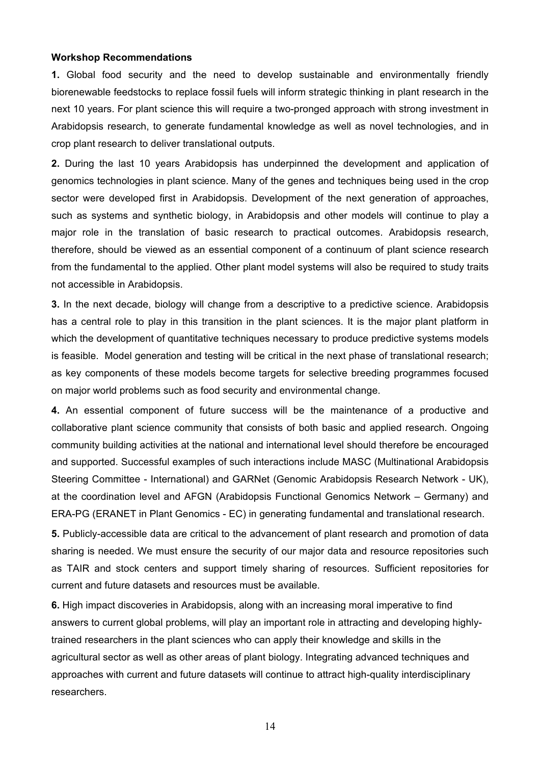**Workshop Recommendations**

**1.** Global food security and the need to develop sustainable and environmentally friendly biorenewable feedstocks to replace fossil fuels will inform strategic thinking in plant research in the next 10 years. For plant science this will require a two-pronged approach with strong investment in Arabidopsis research, to generate fundamental knowledge as well as novel technologies, and in crop plant research to deliver translational outputs.

**2.** During the last 10 years Arabidopsis has underpinned the development and application of genomics technologies in plant science. Many of the genes and techniques being used in the crop sector were developed first in Arabidopsis. Development of the next generation of approaches, such as systems and synthetic biology, in Arabidopsis and other models will continue to play a major role in the translation of basic research to practical outcomes. Arabidopsis research, therefore, should be viewed as an essential component of a continuum of plant science research from the fundamental to the applied. Other plant model systems will also be required to study traits not accessible in Arabidopsis.

**3.** In the next decade, biology will change from a descriptive to a predictive science. Arabidopsis has a central role to play in this transition in the plant sciences. It is the major plant platform in which the development of quantitative techniques necessary to produce predictive systems models is feasible. Model generation and testing will be critical in the next phase of translational research; as key components of these models become targets for selective breeding programmes focused on major world problems such as food security and environmental change.

**4.** An essential component of future success will be the maintenance of a productive and collaborative plant science community that consists of both basic and applied research. Ongoing community building activities at the national and international level should therefore be encouraged and supported. Successful examples of such interactions include MASC (Multinational Arabidopsis Steering Committee - International) and GARNet (Genomic Arabidopsis Research Network - UK), at the coordination level and AFGN (Arabidopsis Functional Genomics Network – Germany) and ERA-PG (ERANET in Plant Genomics - EC) in generating fundamental and translational research.

**5.** Publicly-accessible data are critical to the advancement of plant research and promotion of data sharing is needed. We must ensure the security of our major data and resource repositories such as TAIR and stock centers and support timely sharing of resources. Sufficient repositories for current and future datasets and resources must be available.

**6.** High impact discoveries in Arabidopsis, along with an increasing moral imperative to find answers to current global problems, will play an important role in attracting and developing highly-trained researchers in the plant sciences who can apply their knowledge and skills in the agricultural sector as well as other areas of plant biology. Integrating advanced techniques and approaches with current and future datasets will continue to attract high-quality interdisciplinary researchers.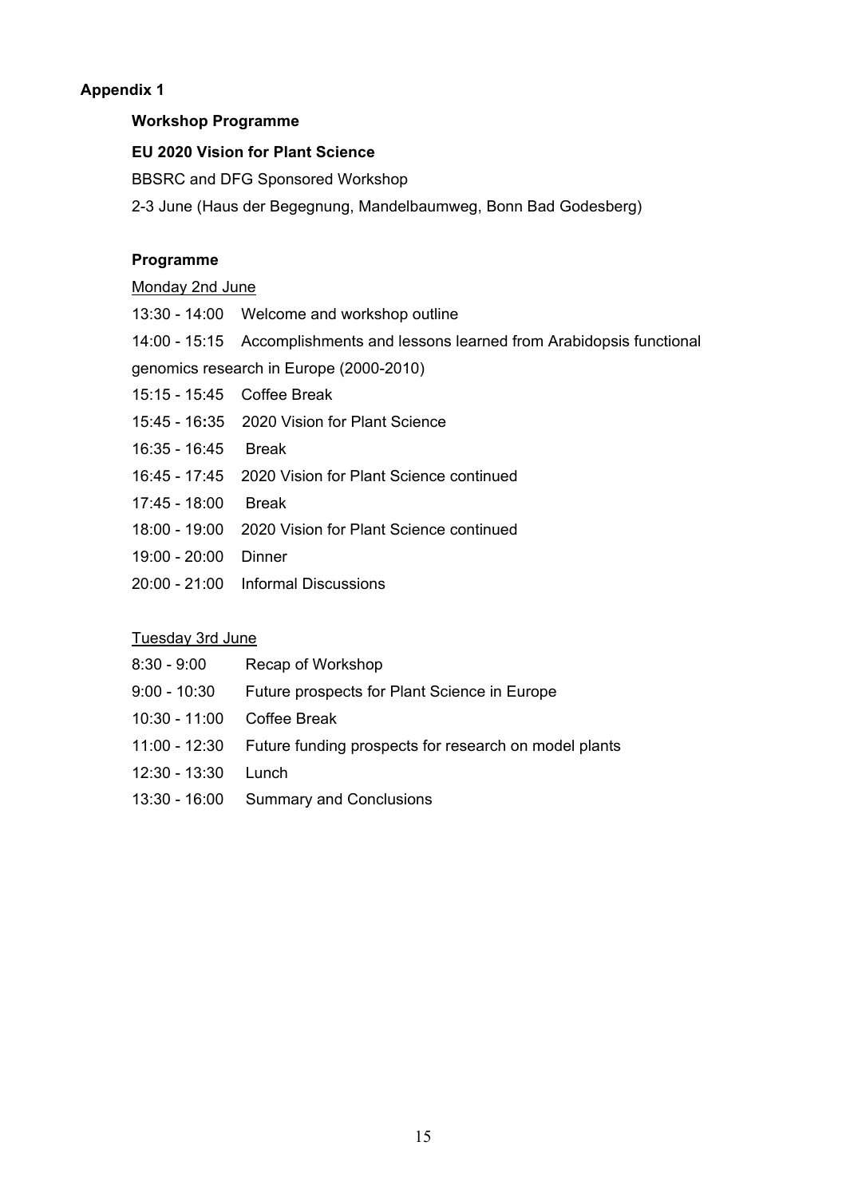## Appendix 1

### Workshop Programme

**EU 2020 Vision for Plant Science**

BBSRC and DFG Sponsored Workshop

2-3 June (Haus der Begegnung, Mandelbaumweg, Bonn Bad Godesberg)

### Programme

Monday 2nd June

13:30 - 14:00 Welcome and workshop outline

14:00 - 15:15 Accomplishments and lessons learned from Arabidopsis functional genomics research in Europe (2000-2010)

15:15 - 15:45 Coffee Break

15:45 - 16:35 2020 Vision for Plant Science

16:35 - 16:45 Break

16:45 - 17:45 2020 Vision for Plant Science continued

17:45 - 18:00 Break

18:00 - 19:00 2020 Vision for Plant Science continued

19:00 - 20:00 Dinner

20:00 - 21:00 Informal Discussions

Tuesday 3rd June

8:30 - 9:00 Recap of Workshop

9:00 - 10:30 Future prospects for Plant Science in Europe

10:30 - 11:00 Coffee Break

11:00 - 12:30 Future funding prospects for research on model plants

12:30 - 13:30 Lunch

13:30 - 16:00 Summary and Conclusions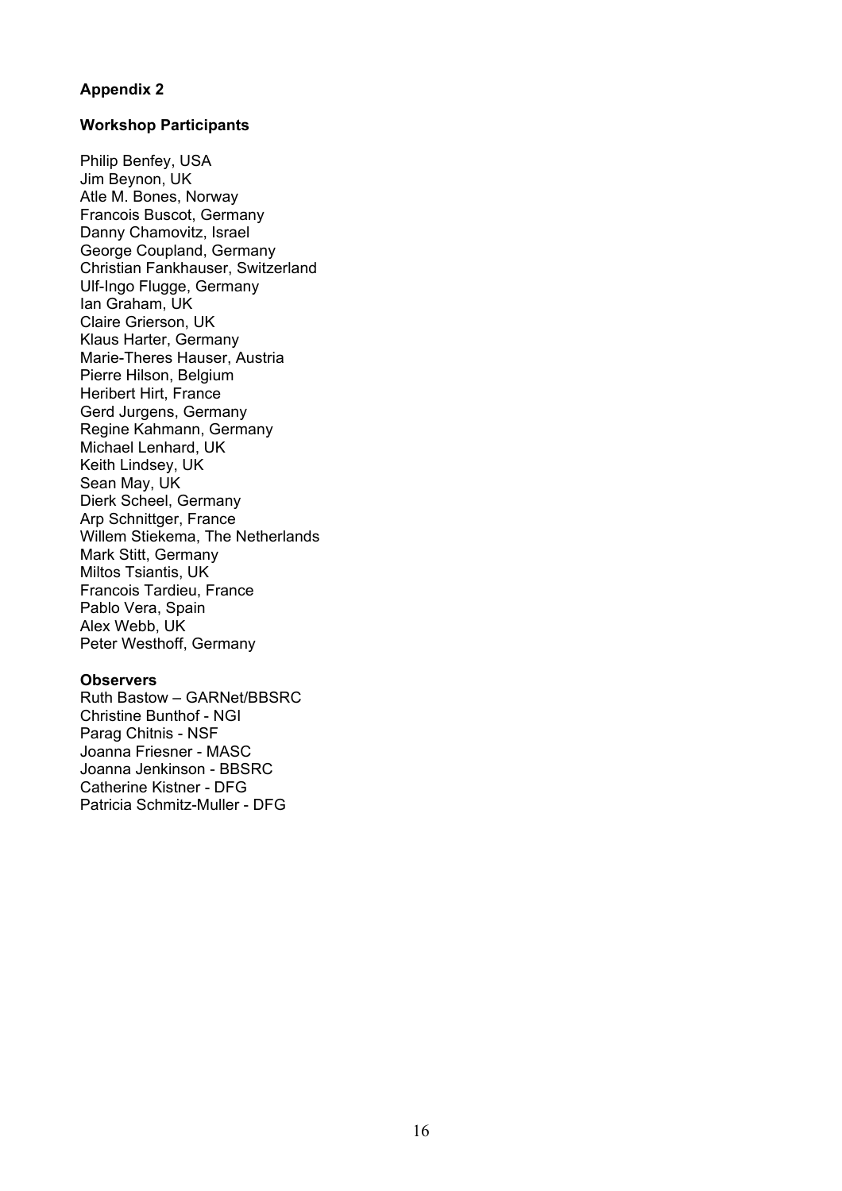## Appendix 2

### Workshop Participants

Philip Benfey, USA
Jim Beynon, UK
Atle M. Bones, Norway
Francois Buscot, Germany
Danny Chamovitz, Israel
George Coupland, Germany
Christian Fankhauser, Switzerland
Ulf-Ingo Flugge, Germany
Ian Graham, UK
Claire Grierson, UK
Klaus Harter, Germany
Marie-Theres Hauser, Austria
Pierre Hilson, Belgium
Heribert Hirt, France
Gerd Jurgens, Germany
Regine Kahmann, Germany
Michael Lenhard, UK
Keith Lindsey, UK
Sean May, UK
Dierk Scheel, Germany
Arp Schnittger, France
Willem Stiekema, The Netherlands
Mark Stitt, Germany
Miltos Tsiantis, UK
Francois Tardieu, France
Pablo Vera, Spain
Alex Webb, UK
Peter Westhoff, Germany

### Observers

Ruth Bastow – GARNet/BBSRC
Christine Bunthof - NGI
Parag Chitnis - NSF
Joanna Friesner - MASC
Joanna Jenkinson - BBSRC
Catherine Kistner - DFG
Patricia Schmitz-Muller - DFG